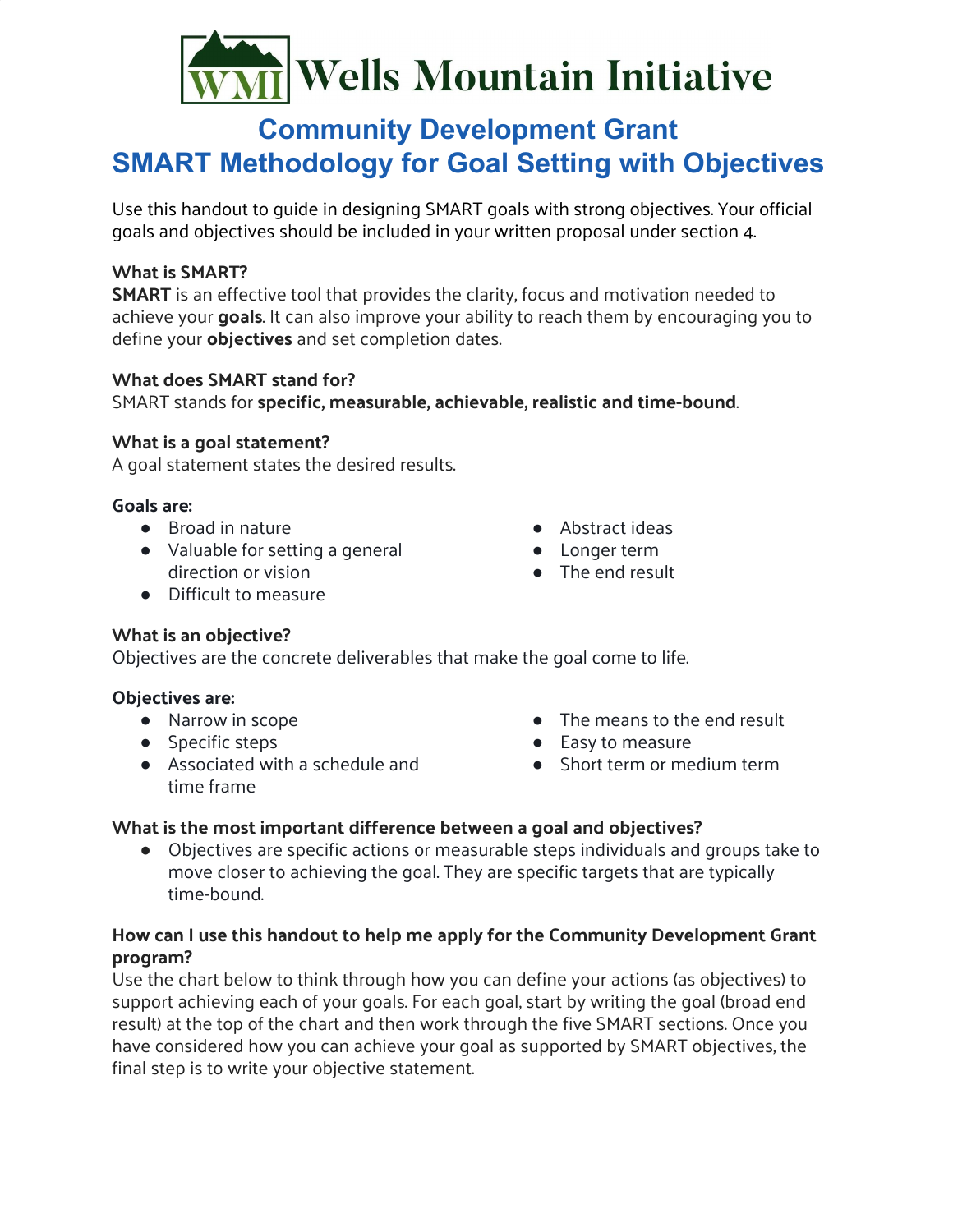# Wells Mountain Initiative

## Community Development Grant
## SMART Methodology for Goal Setting with Objectives

Use this handout to guide in designing SMART goals with strong objectives. Your official goals and objectives should be included in your written proposal under section 4.

**What is SMART?**
**SMART** is an effective tool that provides the clarity, focus and motivation needed to achieve your **goals**. It can also improve your ability to reach them by encouraging you to define your **objectives** and set completion dates.

**What does SMART stand for?**
SMART stands for **specific, measurable, achievable, realistic and time-bound**.

**What is a goal statement?**
A goal statement states the desired results.

**Goals are:**

- Broad in nature
- Valuable for setting a general direction or vision
- Difficult to measure
- Abstract ideas
- Longer term
- The end result

**What is an objective?**
Objectives are the concrete deliverables that make the goal come to life.

**Objectives are:**

- Narrow in scope
- Specific steps
- Associated with a schedule and time frame
- The means to the end result
- Easy to measure
- Short term or medium term

**What is the most important difference between a goal and objectives?**

- Objectives are specific actions or measurable steps individuals and groups take to move closer to achieving the goal. They are specific targets that are typically time-bound.

**How can I use this handout to help me apply for the Community Development Grant program?**
Use the chart below to think through how you can define your actions (as objectives) to support achieving each of your goals. For each goal, start by writing the goal (broad end result) at the top of the chart and then work through the five SMART sections. Once you have considered how you can achieve your goal as supported by SMART objectives, the final step is to write your objective statement.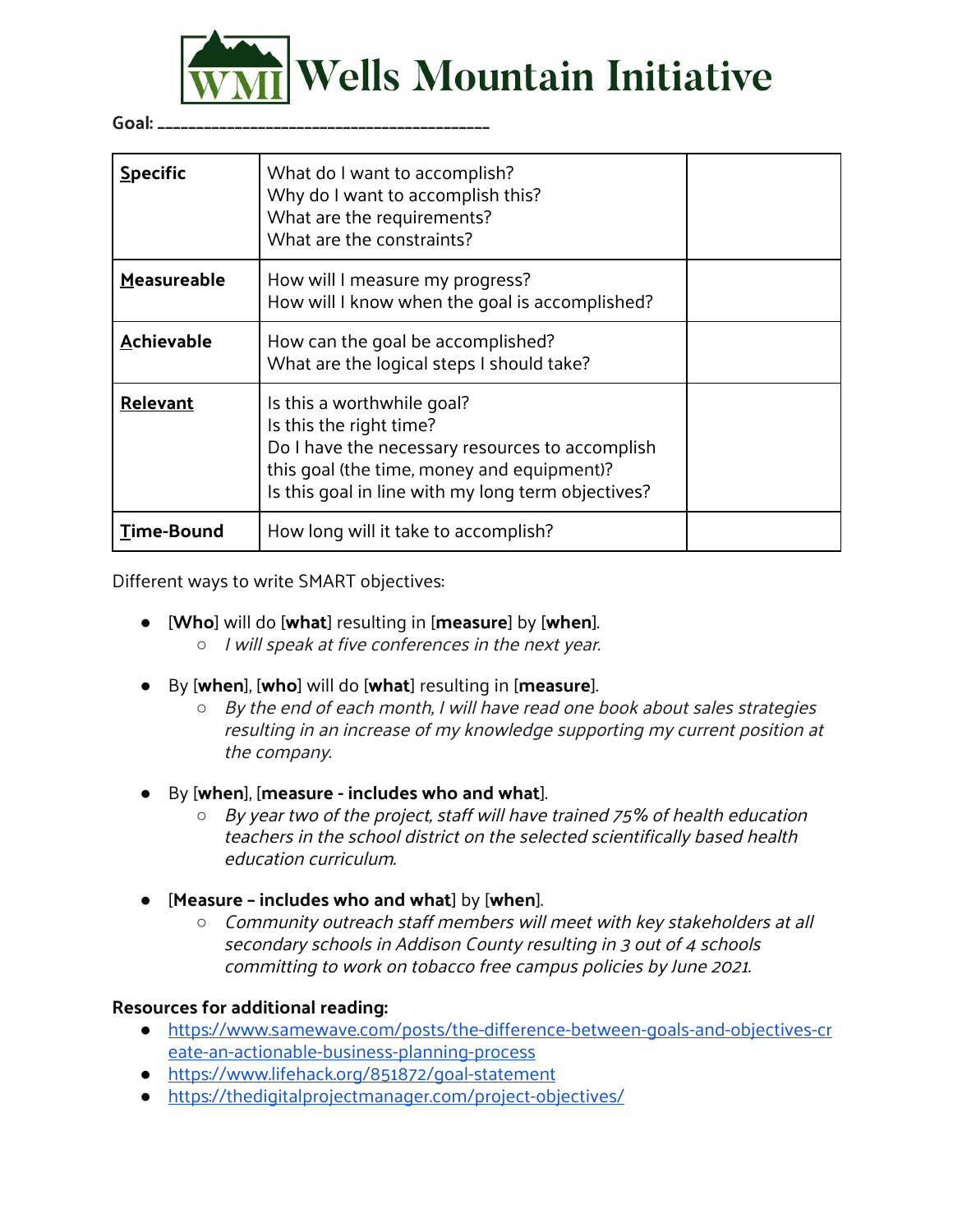# Wells Mountain Initiative

**Goal:** ___________________________________________

| | | |
|---|---|---|
| **Specific** | What do I want to accomplish?<br>Why do I want to accomplish this?<br>What are the requirements?<br>What are the constraints? | |
| **Measureable** | How will I measure my progress?<br>How will I know when the goal is accomplished? | |
| **Achievable** | How can the goal be accomplished?<br>What are the logical steps I should take? | |
| **Relevant** | Is this a worthwhile goal?<br>Is this the right time?<br>Do I have the necessary resources to accomplish this goal (the time, money and equipment)?<br>Is this goal in line with my long term objectives? | |
| **Time-Bound** | How long will it take to accomplish? | |

Different ways to write SMART objectives:

- [**Who**] will do [**what**] resulting in [**measure**] by [**when**].
  - *I will speak at five conferences in the next year.*
- By [**when**], [**who**] will do [**what**] resulting in [**measure**].
  - *By the end of each month, I will have read one book about sales strategies resulting in an increase of my knowledge supporting my current position at the company.*
- By [**when**], [**measure - includes who and what**].
  - *By year two of the project, staff will have trained 75% of health education teachers in the school district on the selected scientifically based health education curriculum.*
- [**Measure – includes who and what**] by [**when**].
  - *Community outreach staff members will meet with key stakeholders at all secondary schools in Addison County resulting in 3 out of 4 schools committing to work on tobacco free campus policies by June 2021.*

**Resources for additional reading:**

- https://www.samewave.com/posts/the-difference-between-goals-and-objectives-create-an-actionable-business-planning-process
- https://www.lifehack.org/851872/goal-statement
- https://thedigitalprojectmanager.com/project-objectives/